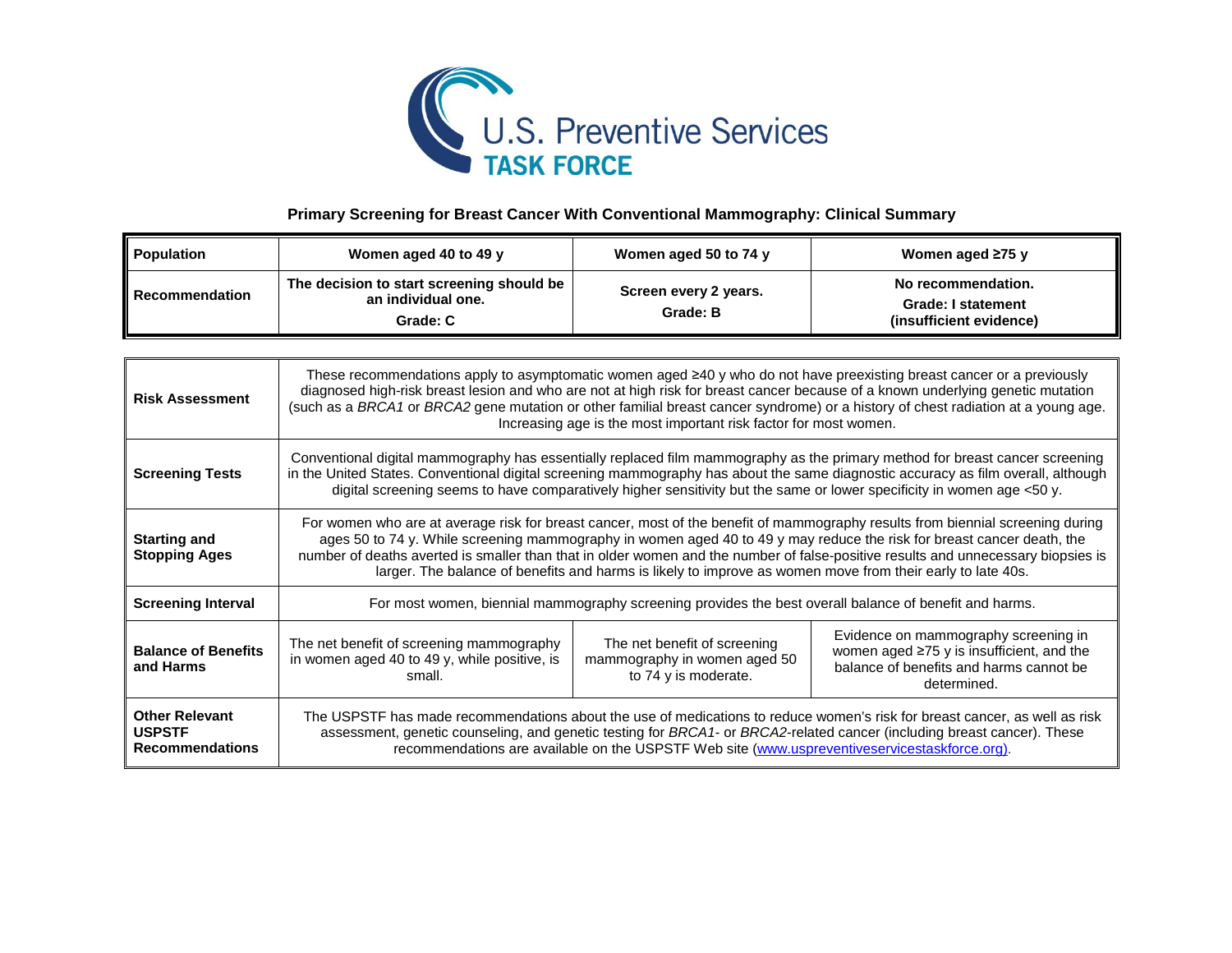U.S. Preventive Services **TASK FORCE**

## Primary Screening for Breast Cancer With Conventional Mammography: Clinical Summary

| **Population** | **Women aged 40 to 49 y** | **Women aged 50 to 74 y** | **Women aged ≥75 y** |
|---|---|---|---|
| **Recommendation** | **The decision to start screening should be an individual one.** **Grade: C** | **Screen every 2 years.** **Grade: B** | **No recommendation.** **Grade: I statement (insufficient evidence)** |

| | | | |
|---|---|---|---|
| **Risk Assessment** | These recommendations apply to asymptomatic women aged ≥40 y who do not have preexisting breast cancer or a previously diagnosed high-risk breast lesion and who are not at high risk for breast cancer because of a known underlying genetic mutation (such as a *BRCA1* or *BRCA2* gene mutation or other familial breast cancer syndrome) or a history of chest radiation at a young age. Increasing age is the most important risk factor for most women. | | |
| **Screening Tests** | Conventional digital mammography has essentially replaced film mammography as the primary method for breast cancer screening in the United States. Conventional digital screening mammography has about the same diagnostic accuracy as film overall, although digital screening seems to have comparatively higher sensitivity but the same or lower specificity in women age <50 y. | | |
| **Starting and Stopping Ages** | For women who are at average risk for breast cancer, most of the benefit of mammography results from biennial screening during ages 50 to 74 y. While screening mammography in women aged 40 to 49 y may reduce the risk for breast cancer death, the number of deaths averted is smaller than that in older women and the number of false-positive results and unnecessary biopsies is larger. The balance of benefits and harms is likely to improve as women move from their early to late 40s. | | |
| **Screening Interval** | For most women, biennial mammography screening provides the best overall balance of benefit and harms. | | |
| **Balance of Benefits and Harms** | The net benefit of screening mammography in women aged 40 to 49 y, while positive, is small. | The net benefit of screening mammography in women aged 50 to 74 y is moderate. | Evidence on mammography screening in women aged ≥75 y is insufficient, and the balance of benefits and harms cannot be determined. |
| **Other Relevant USPSTF Recommendations** | The USPSTF has made recommendations about the use of medications to reduce women's risk for breast cancer, as well as risk assessment, genetic counseling, and genetic testing for *BRCA1*- or *BRCA2*-related cancer (including breast cancer). These recommendations are available on the USPSTF Web site (www.uspreventiveservicestaskforce.org). | | |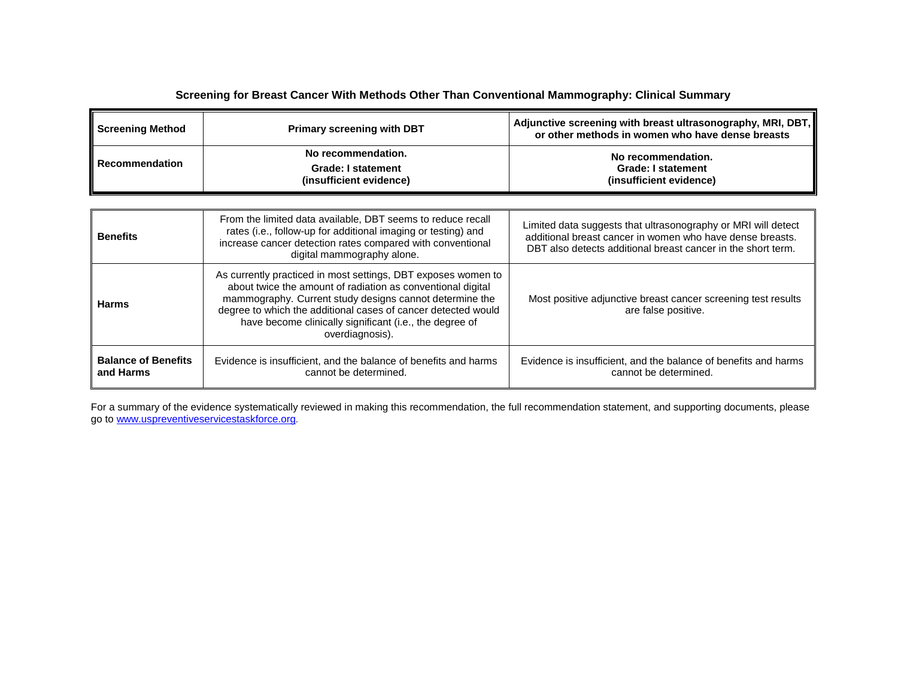## Screening for Breast Cancer With Methods Other Than Conventional Mammography: Clinical Summary

| **Screening Method** | **Primary screening with DBT** | **Adjunctive screening with breast ultrasonography, MRI, DBT, or other methods in women who have dense breasts** |
|---|---|---|
| **Recommendation** | **No recommendation.** **Grade: I statement (insufficient evidence)** | **No recommendation.** **Grade: I statement (insufficient evidence)** |
| **Benefits** | From the limited data available, DBT seems to reduce recall rates (i.e., follow-up for additional imaging or testing) and increase cancer detection rates compared with conventional digital mammography alone. | Limited data suggests that ultrasonography or MRI will detect additional breast cancer in women who have dense breasts. DBT also detects additional breast cancer in the short term. |
| **Harms** | As currently practiced in most settings, DBT exposes women to about twice the amount of radiation as conventional digital mammography. Current study designs cannot determine the degree to which the additional cases of cancer detected would have become clinically significant (i.e., the degree of overdiagnosis). | Most positive adjunctive breast cancer screening test results are false positive. |
| **Balance of Benefits and Harms** | Evidence is insufficient, and the balance of benefits and harms cannot be determined. | Evidence is insufficient, and the balance of benefits and harms cannot be determined. |

For a summary of the evidence systematically reviewed in making this recommendation, the full recommendation statement, and supporting documents, please go to www.uspreventiveservicestaskforce.org.